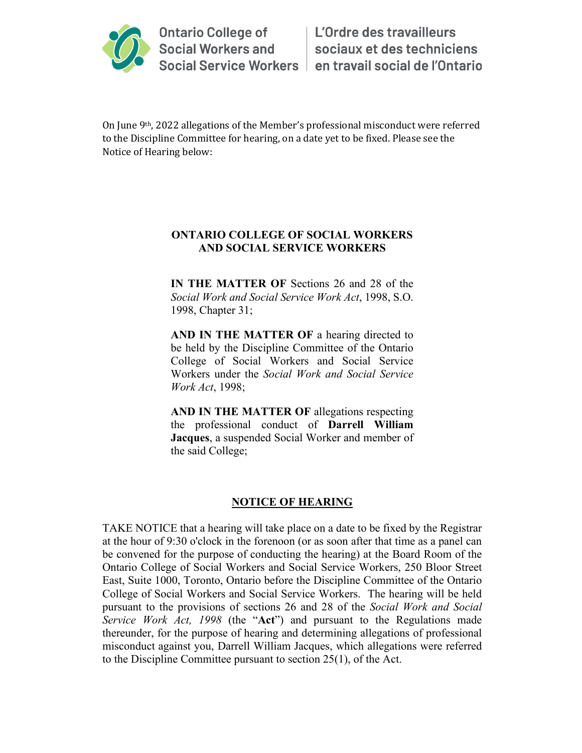Ontario College of Social Workers and Social Service Workers | L'Ordre des travailleurs sociaux et des techniciens en travail social de l'Ontario

On June 9th, 2022 allegations of the Member's professional misconduct were referred to the Discipline Committee for hearing, on a date yet to be fixed. Please see the Notice of Hearing below:

**ONTARIO COLLEGE OF SOCIAL WORKERS AND SOCIAL SERVICE WORKERS**

**IN THE MATTER OF** Sections 26 and 28 of the *Social Work and Social Service Work Act*, 1998, S.O. 1998, Chapter 31;

**AND IN THE MATTER OF** a hearing directed to be held by the Discipline Committee of the Ontario College of Social Workers and Social Service Workers under the *Social Work and Social Service Work Act*, 1998;

**AND IN THE MATTER OF** allegations respecting the professional conduct of **Darrell William Jacques**, a suspended Social Worker and member of the said College;

## NOTICE OF HEARING

TAKE NOTICE that a hearing will take place on a date to be fixed by the Registrar at the hour of 9:30 o'clock in the forenoon (or as soon after that time as a panel can be convened for the purpose of conducting the hearing) at the Board Room of the Ontario College of Social Workers and Social Service Workers, 250 Bloor Street East, Suite 1000, Toronto, Ontario before the Discipline Committee of the Ontario College of Social Workers and Social Service Workers. The hearing will be held pursuant to the provisions of sections 26 and 28 of the *Social Work and Social Service Work Act, 1998* (the "**Act**") and pursuant to the Regulations made thereunder, for the purpose of hearing and determining allegations of professional misconduct against you, Darrell William Jacques, which allegations were referred to the Discipline Committee pursuant to section 25(1), of the Act.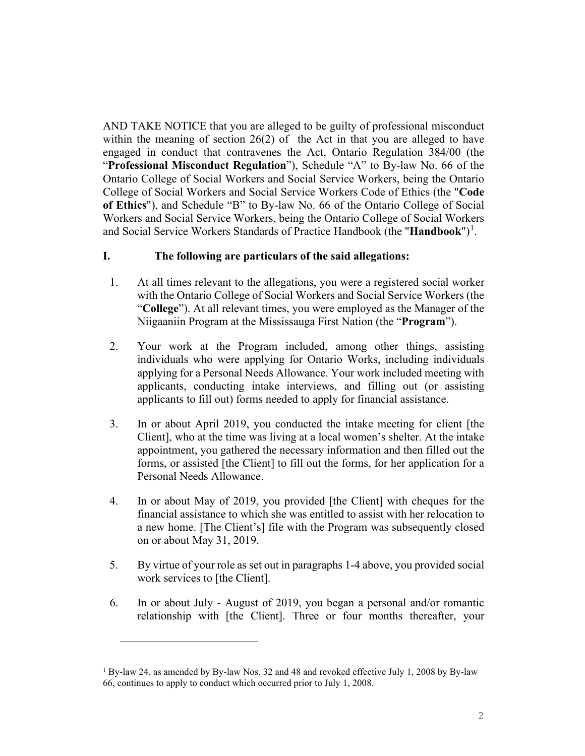AND TAKE NOTICE that you are alleged to be guilty of professional misconduct within the meaning of section 26(2) of the Act in that you are alleged to have engaged in conduct that contravenes the Act, Ontario Regulation 384/00 (the "**Professional Misconduct Regulation**"), Schedule "A" to By-law No. 66 of the Ontario College of Social Workers and Social Service Workers, being the Ontario College of Social Workers and Social Service Workers Code of Ethics (the "**Code of Ethics**"), and Schedule "B" to By-law No. 66 of the Ontario College of Social Workers and Social Service Workers, being the Ontario College of Social Workers and Social Service Workers Standards of Practice Handbook (the "**Handbook**")[1].

**I. The following are particulars of the said allegations:**

1. At all times relevant to the allegations, you were a registered social worker with the Ontario College of Social Workers and Social Service Workers (the "**College**"). At all relevant times, you were employed as the Manager of the Niigaaniin Program at the Mississauga First Nation (the "**Program**").

2. Your work at the Program included, among other things, assisting individuals who were applying for Ontario Works, including individuals applying for a Personal Needs Allowance. Your work included meeting with applicants, conducting intake interviews, and filling out (or assisting applicants to fill out) forms needed to apply for financial assistance.

3. In or about April 2019, you conducted the intake meeting for client [the Client], who at the time was living at a local women's shelter. At the intake appointment, you gathered the necessary information and then filled out the forms, or assisted [the Client] to fill out the forms, for her application for a Personal Needs Allowance.

4. In or about May of 2019, you provided [the Client] with cheques for the financial assistance to which she was entitled to assist with her relocation to a new home. [The Client's] file with the Program was subsequently closed on or about May 31, 2019.

5. By virtue of your role as set out in paragraphs 1-4 above, you provided social work services to [the Client].

6. In or about July - August of 2019, you began a personal and/or romantic relationship with [the Client]. Three or four months thereafter, your

---

[1] By-law 24, as amended by By-law Nos. 32 and 48 and revoked effective July 1, 2008 by By-law 66, continues to apply to conduct which occurred prior to July 1, 2008.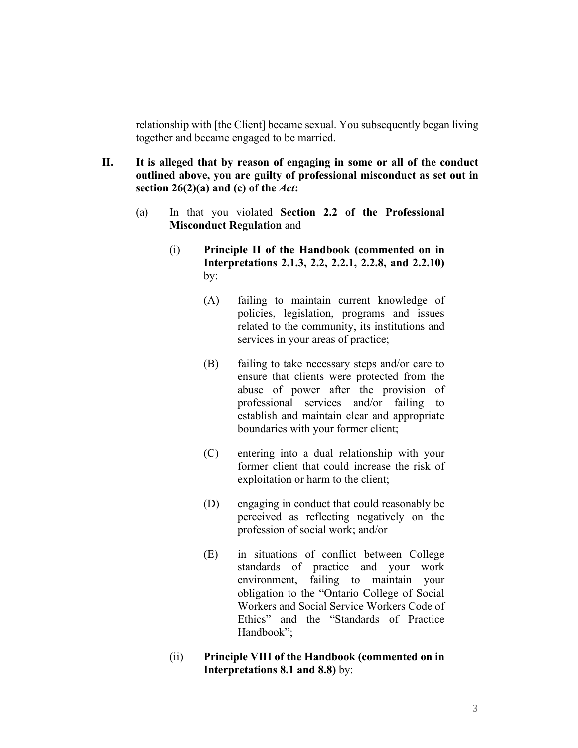relationship with [the Client] became sexual. You subsequently began living together and became engaged to be married.

**II. It is alleged that by reason of engaging in some or all of the conduct outlined above, you are guilty of professional misconduct as set out in section 26(2)(a) and (c) of the *Act*:**

(a) In that you violated **Section 2.2 of the Professional Misconduct Regulation** and

(i) **Principle II of the Handbook (commented on in Interpretations 2.1.3, 2.2, 2.2.1, 2.2.8, and 2.2.10)** by:

(A) failing to maintain current knowledge of policies, legislation, programs and issues related to the community, its institutions and services in your areas of practice;

(B) failing to take necessary steps and/or care to ensure that clients were protected from the abuse of power after the provision of professional services and/or failing to establish and maintain clear and appropriate boundaries with your former client;

(C) entering into a dual relationship with your former client that could increase the risk of exploitation or harm to the client;

(D) engaging in conduct that could reasonably be perceived as reflecting negatively on the profession of social work; and/or

(E) in situations of conflict between College standards of practice and your work environment, failing to maintain your obligation to the "Ontario College of Social Workers and Social Service Workers Code of Ethics" and the "Standards of Practice Handbook";

(ii) **Principle VIII of the Handbook (commented on in Interpretations 8.1 and 8.8)** by: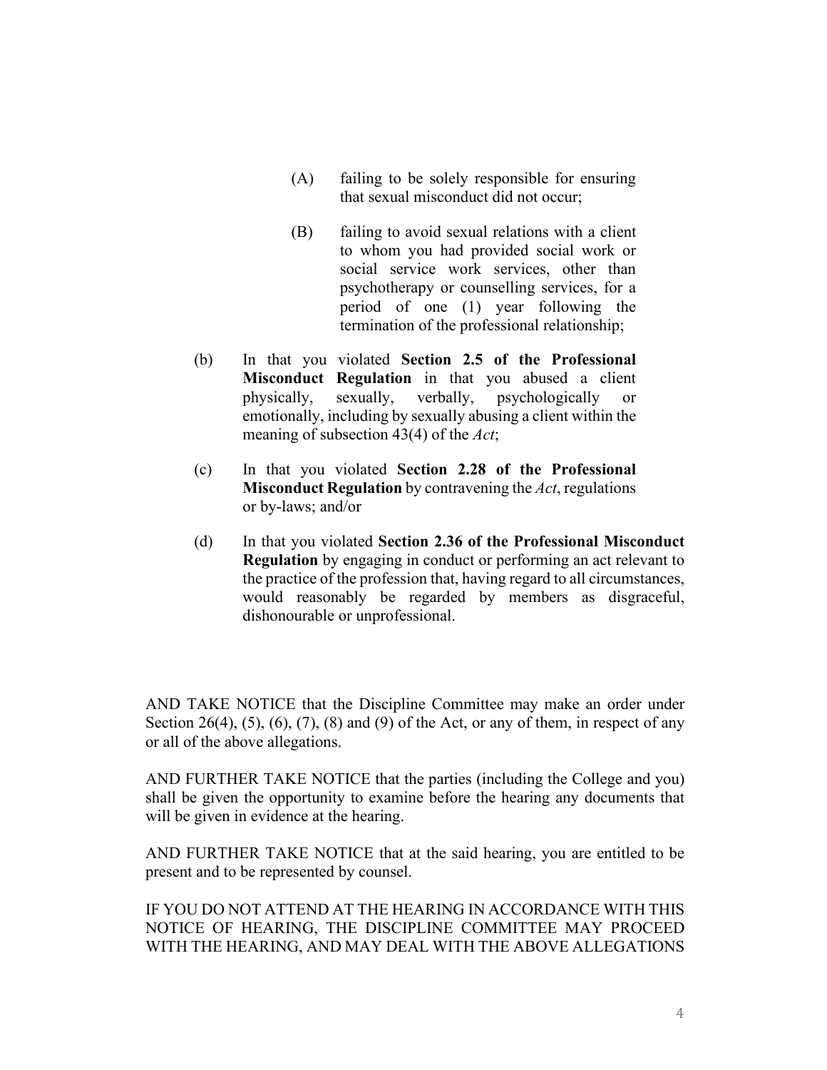(A) failing to be solely responsible for ensuring that sexual misconduct did not occur;

(B) failing to avoid sexual relations with a client to whom you had provided social work or social service work services, other than psychotherapy or counselling services, for a period of one (1) year following the termination of the professional relationship;

(b) In that you violated **Section 2.5 of the Professional Misconduct Regulation** in that you abused a client physically, sexually, verbally, psychologically or emotionally, including by sexually abusing a client within the meaning of subsection 43(4) of the *Act*;

(c) In that you violated **Section 2.28 of the Professional Misconduct Regulation** by contravening the *Act*, regulations or by-laws; and/or

(d) In that you violated **Section 2.36 of the Professional Misconduct Regulation** by engaging in conduct or performing an act relevant to the practice of the profession that, having regard to all circumstances, would reasonably be regarded by members as disgraceful, dishonourable or unprofessional.

AND TAKE NOTICE that the Discipline Committee may make an order under Section 26(4), (5), (6), (7), (8) and (9) of the Act, or any of them, in respect of any or all of the above allegations.

AND FURTHER TAKE NOTICE that the parties (including the College and you) shall be given the opportunity to examine before the hearing any documents that will be given in evidence at the hearing.

AND FURTHER TAKE NOTICE that at the said hearing, you are entitled to be present and to be represented by counsel.

IF YOU DO NOT ATTEND AT THE HEARING IN ACCORDANCE WITH THIS NOTICE OF HEARING, THE DISCIPLINE COMMITTEE MAY PROCEED WITH THE HEARING, AND MAY DEAL WITH THE ABOVE ALLEGATIONS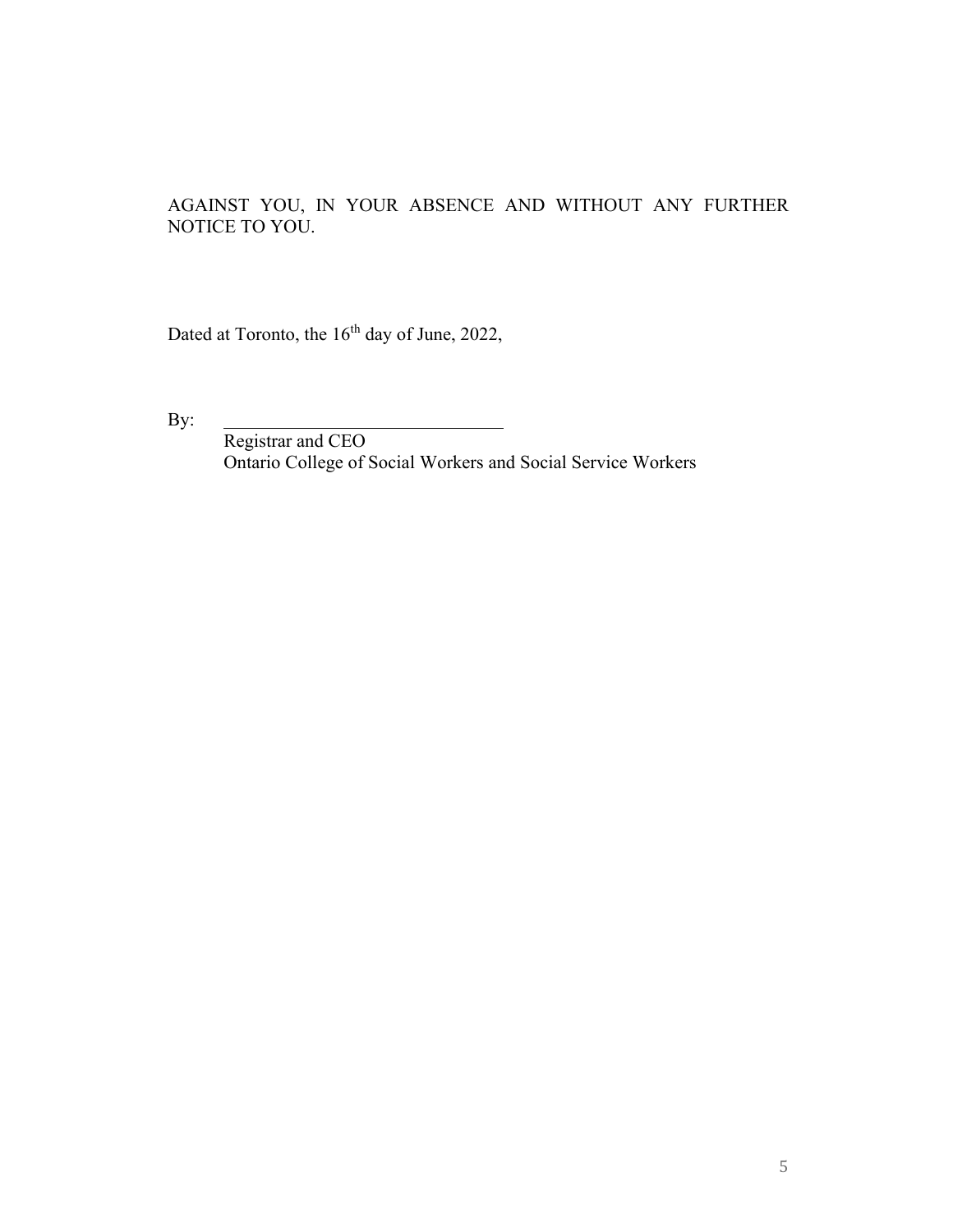AGAINST YOU, IN YOUR ABSENCE AND WITHOUT ANY FURTHER NOTICE TO YOU.

Dated at Toronto, the 16th day of June, 2022,

By: \_\_\_\_\_\_\_\_\_\_\_\_\_\_\_\_\_\_\_\_\_\_\_\_\_\_\_\_\_\_

Registrar and CEO
Ontario College of Social Workers and Social Service Workers